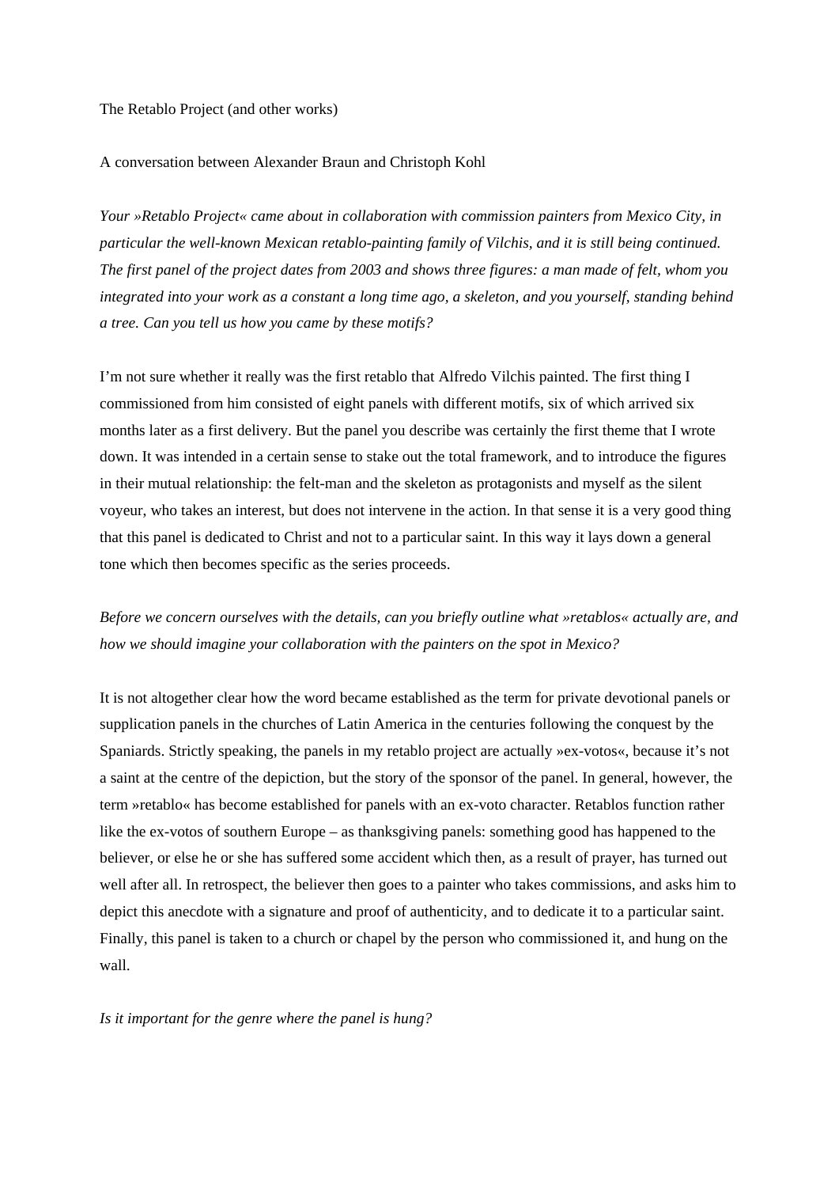The Retablo Project (and other works)

A conversation between Alexander Braun and Christoph Kohl

*Your »Retablo Project« came about in collaboration with commission painters from Mexico City, in particular the well-known Mexican retablo-painting family of Vilchis, and it is still being continued. The first panel of the project dates from 2003 and shows three figures: a man made of felt, whom you integrated into your work as a constant a long time ago, a skeleton, and you yourself, standing behind a tree. Can you tell us how you came by these motifs?*

I'm not sure whether it really was the first retablo that Alfredo Vilchis painted. The first thing I commissioned from him consisted of eight panels with different motifs, six of which arrived six months later as a first delivery. But the panel you describe was certainly the first theme that I wrote down. It was intended in a certain sense to stake out the total framework, and to introduce the figures in their mutual relationship: the felt-man and the skeleton as protagonists and myself as the silent voyeur, who takes an interest, but does not intervene in the action. In that sense it is a very good thing that this panel is dedicated to Christ and not to a particular saint. In this way it lays down a general tone which then becomes specific as the series proceeds.

*Before we concern ourselves with the details, can you briefly outline what »retablos« actually are, and how we should imagine your collaboration with the painters on the spot in Mexico?*

It is not altogether clear how the word became established as the term for private devotional panels or supplication panels in the churches of Latin America in the centuries following the conquest by the Spaniards. Strictly speaking, the panels in my retablo project are actually »ex-votos«, because it's not a saint at the centre of the depiction, but the story of the sponsor of the panel. In general, however, the term »retablo« has become established for panels with an ex-voto character. Retablos function rather like the ex-votos of southern Europe – as thanksgiving panels: something good has happened to the believer, or else he or she has suffered some accident which then, as a result of prayer, has turned out well after all. In retrospect, the believer then goes to a painter who takes commissions, and asks him to depict this anecdote with a signature and proof of authenticity, and to dedicate it to a particular saint. Finally, this panel is taken to a church or chapel by the person who commissioned it, and hung on the wall.

*Is it important for the genre where the panel is hung?*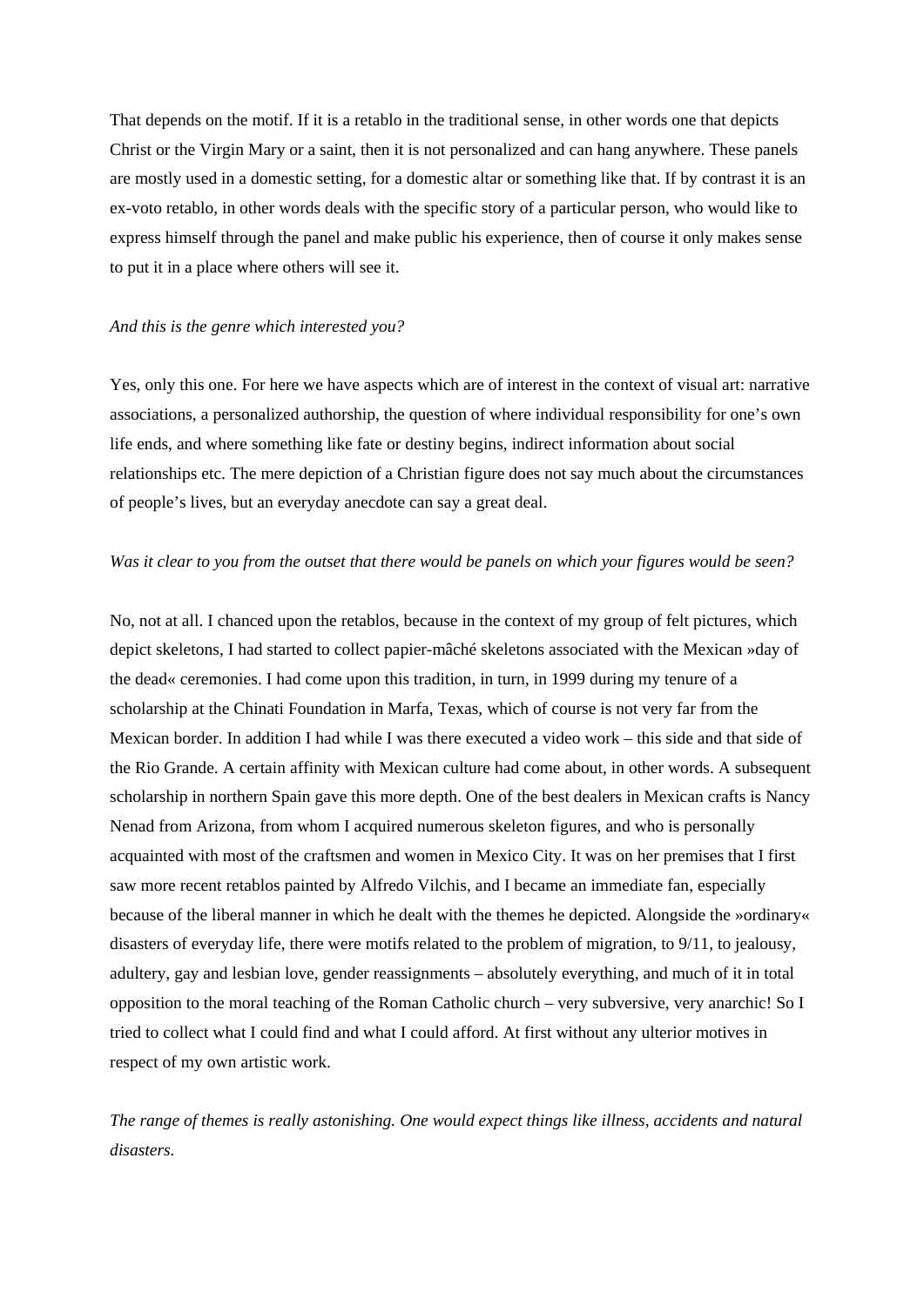That depends on the motif. If it is a retablo in the traditional sense, in other words one that depicts Christ or the Virgin Mary or a saint, then it is not personalized and can hang anywhere. These panels are mostly used in a domestic setting, for a domestic altar or something like that. If by contrast it is an ex-voto retablo, in other words deals with the specific story of a particular person, who would like to express himself through the panel and make public his experience, then of course it only makes sense to put it in a place where others will see it.

*And this is the genre which interested you?*

Yes, only this one. For here we have aspects which are of interest in the context of visual art: narrative associations, a personalized authorship, the question of where individual responsibility for one's own life ends, and where something like fate or destiny begins, indirect information about social relationships etc. The mere depiction of a Christian figure does not say much about the circumstances of people's lives, but an everyday anecdote can say a great deal.

*Was it clear to you from the outset that there would be panels on which your figures would be seen?*

No, not at all. I chanced upon the retablos, because in the context of my group of felt pictures, which depict skeletons, I had started to collect papier-mâché skeletons associated with the Mexican »day of the dead« ceremonies. I had come upon this tradition, in turn, in 1999 during my tenure of a scholarship at the Chinati Foundation in Marfa, Texas, which of course is not very far from the Mexican border. In addition I had while I was there executed a video work – this side and that side of the Rio Grande. A certain affinity with Mexican culture had come about, in other words. A subsequent scholarship in northern Spain gave this more depth. One of the best dealers in Mexican crafts is Nancy Nenad from Arizona, from whom I acquired numerous skeleton figures, and who is personally acquainted with most of the craftsmen and women in Mexico City. It was on her premises that I first saw more recent retablos painted by Alfredo Vilchis, and I became an immediate fan, especially because of the liberal manner in which he dealt with the themes he depicted. Alongside the »ordinary« disasters of everyday life, there were motifs related to the problem of migration, to 9/11, to jealousy, adultery, gay and lesbian love, gender reassignments – absolutely everything, and much of it in total opposition to the moral teaching of the Roman Catholic church – very subversive, very anarchic! So I tried to collect what I could find and what I could afford. At first without any ulterior motives in respect of my own artistic work.

*The range of themes is really astonishing. One would expect things like illness, accidents and natural disasters.*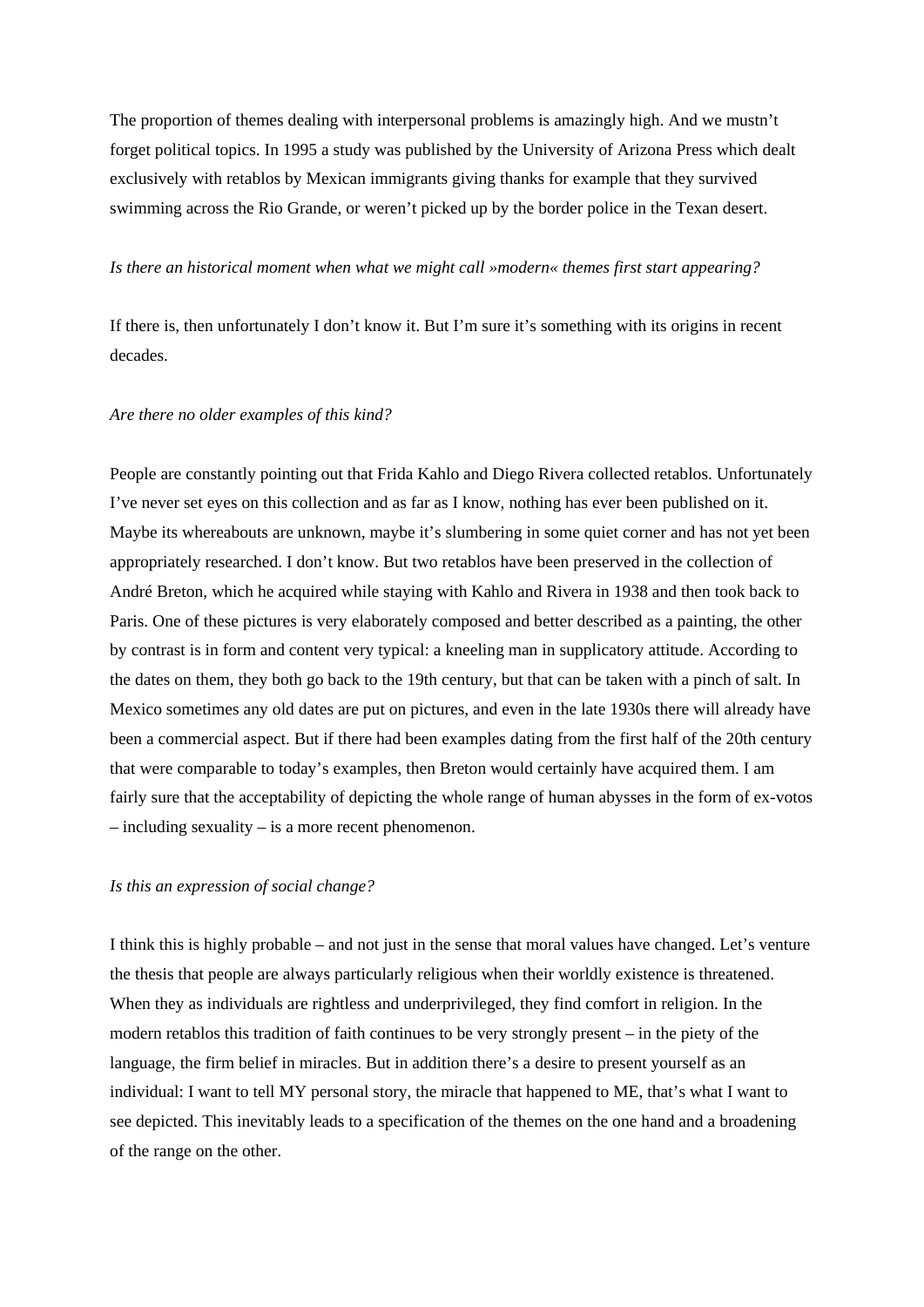The proportion of themes dealing with interpersonal problems is amazingly high. And we mustn't forget political topics. In 1995 a study was published by the University of Arizona Press which dealt exclusively with retablos by Mexican immigrants giving thanks for example that they survived swimming across the Rio Grande, or weren't picked up by the border police in the Texan desert.

*Is there an historical moment when what we might call »modern« themes first start appearing?*

If there is, then unfortunately I don't know it. But I'm sure it's something with its origins in recent decades.

*Are there no older examples of this kind?*

People are constantly pointing out that Frida Kahlo and Diego Rivera collected retablos. Unfortunately I've never set eyes on this collection and as far as I know, nothing has ever been published on it. Maybe its whereabouts are unknown, maybe it's slumbering in some quiet corner and has not yet been appropriately researched. I don't know. But two retablos have been preserved in the collection of André Breton, which he acquired while staying with Kahlo and Rivera in 1938 and then took back to Paris. One of these pictures is very elaborately composed and better described as a painting, the other by contrast is in form and content very typical: a kneeling man in supplicatory attitude. According to the dates on them, they both go back to the 19th century, but that can be taken with a pinch of salt. In Mexico sometimes any old dates are put on pictures, and even in the late 1930s there will already have been a commercial aspect. But if there had been examples dating from the first half of the 20th century that were comparable to today's examples, then Breton would certainly have acquired them. I am fairly sure that the acceptability of depicting the whole range of human abysses in the form of ex-votos – including sexuality – is a more recent phenomenon.

*Is this an expression of social change?*

I think this is highly probable – and not just in the sense that moral values have changed. Let's venture the thesis that people are always particularly religious when their worldly existence is threatened. When they as individuals are rightless and underprivileged, they find comfort in religion. In the modern retablos this tradition of faith continues to be very strongly present – in the piety of the language, the firm belief in miracles. But in addition there's a desire to present yourself as an individual: I want to tell MY personal story, the miracle that happened to ME, that's what I want to see depicted. This inevitably leads to a specification of the themes on the one hand and a broadening of the range on the other.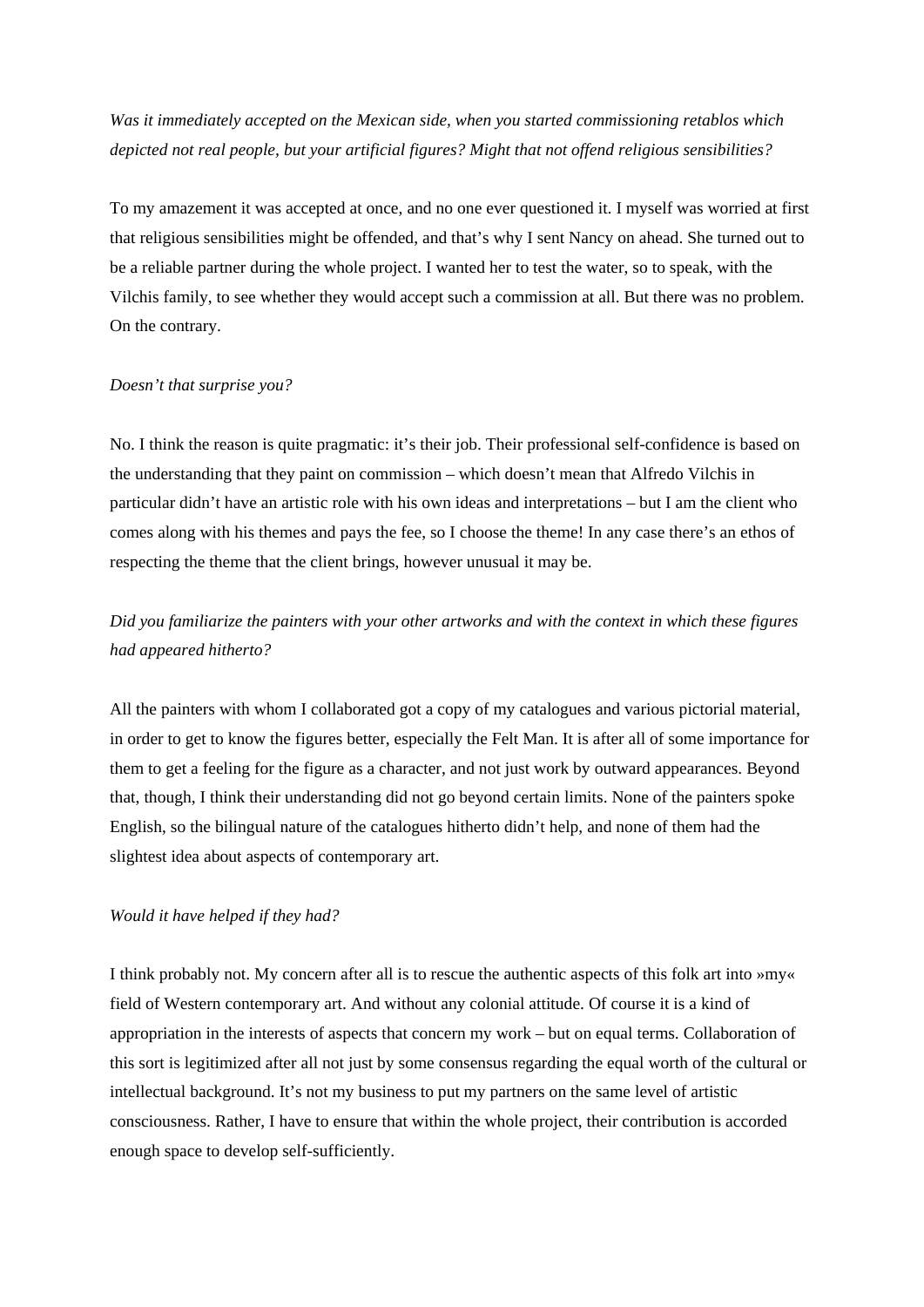*Was it immediately accepted on the Mexican side, when you started commissioning retablos which depicted not real people, but your artificial figures? Might that not offend religious sensibilities?*

To my amazement it was accepted at once, and no one ever questioned it. I myself was worried at first that religious sensibilities might be offended, and that's why I sent Nancy on ahead. She turned out to be a reliable partner during the whole project. I wanted her to test the water, so to speak, with the Vilchis family, to see whether they would accept such a commission at all. But there was no problem. On the contrary.

*Doesn't that surprise you?*

No. I think the reason is quite pragmatic: it's their job. Their professional self-confidence is based on the understanding that they paint on commission – which doesn't mean that Alfredo Vilchis in particular didn't have an artistic role with his own ideas and interpretations – but I am the client who comes along with his themes and pays the fee, so I choose the theme! In any case there's an ethos of respecting the theme that the client brings, however unusual it may be.

*Did you familiarize the painters with your other artworks and with the context in which these figures had appeared hitherto?*

All the painters with whom I collaborated got a copy of my catalogues and various pictorial material, in order to get to know the figures better, especially the Felt Man. It is after all of some importance for them to get a feeling for the figure as a character, and not just work by outward appearances. Beyond that, though, I think their understanding did not go beyond certain limits. None of the painters spoke English, so the bilingual nature of the catalogues hitherto didn't help, and none of them had the slightest idea about aspects of contemporary art.

*Would it have helped if they had?*

I think probably not. My concern after all is to rescue the authentic aspects of this folk art into »my« field of Western contemporary art. And without any colonial attitude. Of course it is a kind of appropriation in the interests of aspects that concern my work – but on equal terms. Collaboration of this sort is legitimized after all not just by some consensus regarding the equal worth of the cultural or intellectual background. It's not my business to put my partners on the same level of artistic consciousness. Rather, I have to ensure that within the whole project, their contribution is accorded enough space to develop self-sufficiently.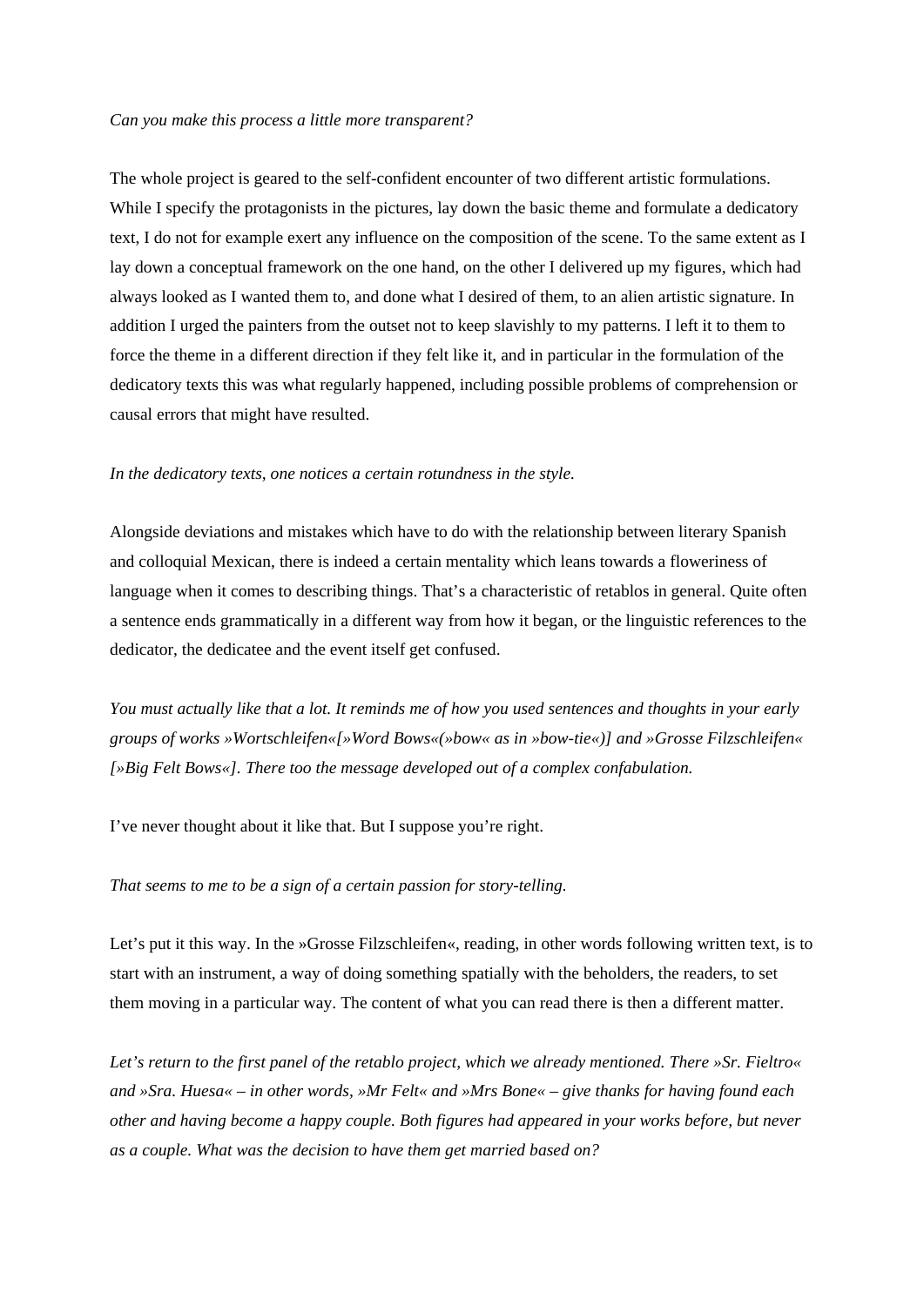*Can you make this process a little more transparent?*

The whole project is geared to the self-confident encounter of two different artistic formulations. While I specify the protagonists in the pictures, lay down the basic theme and formulate a dedicatory text, I do not for example exert any influence on the composition of the scene. To the same extent as I lay down a conceptual framework on the one hand, on the other I delivered up my figures, which had always looked as I wanted them to, and done what I desired of them, to an alien artistic signature. In addition I urged the painters from the outset not to keep slavishly to my patterns. I left it to them to force the theme in a different direction if they felt like it, and in particular in the formulation of the dedicatory texts this was what regularly happened, including possible problems of comprehension or causal errors that might have resulted.

*In the dedicatory texts, one notices a certain rotundness in the style.*

Alongside deviations and mistakes which have to do with the relationship between literary Spanish and colloquial Mexican, there is indeed a certain mentality which leans towards a floweriness of language when it comes to describing things. That's a characteristic of retablos in general. Quite often a sentence ends grammatically in a different way from how it began, or the linguistic references to the dedicator, the dedicatee and the event itself get confused.

*You must actually like that a lot. It reminds me of how you used sentences and thoughts in your early groups of works »Wortschleifen«[»Word Bows«(»bow« as in »bow-tie«)] and »Grosse Filzschleifen« [»Big Felt Bows«]. There too the message developed out of a complex confabulation.*

I've never thought about it like that. But I suppose you're right.

*That seems to me to be a sign of a certain passion for story-telling.*

Let's put it this way. In the »Grosse Filzschleifen«, reading, in other words following written text, is to start with an instrument, a way of doing something spatially with the beholders, the readers, to set them moving in a particular way. The content of what you can read there is then a different matter.

*Let's return to the first panel of the retablo project, which we already mentioned. There »Sr. Fieltro« and »Sra. Huesa« – in other words, »Mr Felt« and »Mrs Bone« – give thanks for having found each other and having become a happy couple. Both figures had appeared in your works before, but never as a couple. What was the decision to have them get married based on?*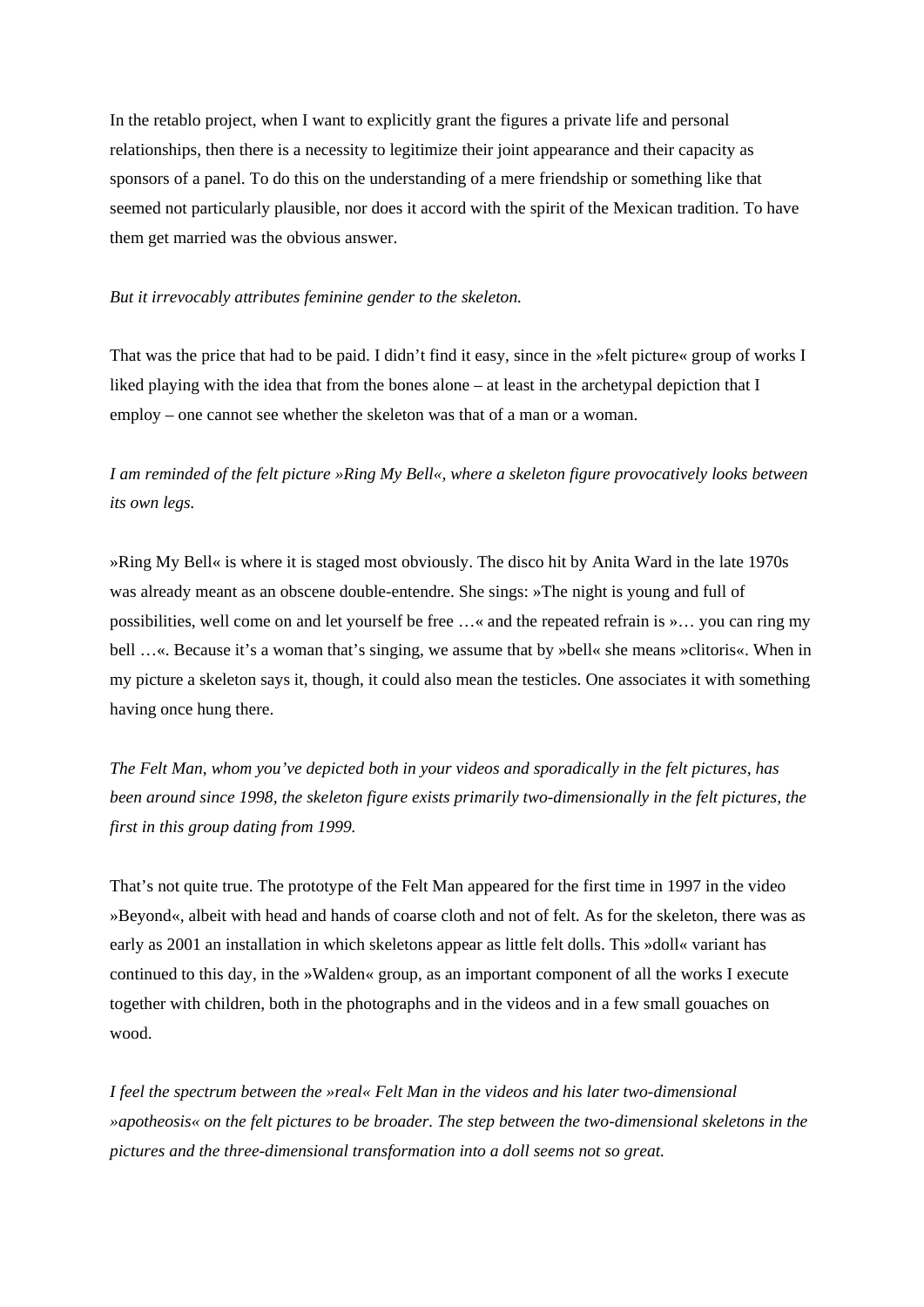In the retablo project, when I want to explicitly grant the figures a private life and personal relationships, then there is a necessity to legitimize their joint appearance and their capacity as sponsors of a panel. To do this on the understanding of a mere friendship or something like that seemed not particularly plausible, nor does it accord with the spirit of the Mexican tradition. To have them get married was the obvious answer.

*But it irrevocably attributes feminine gender to the skeleton.*

That was the price that had to be paid. I didn't find it easy, since in the »felt picture« group of works I liked playing with the idea that from the bones alone – at least in the archetypal depiction that I employ – one cannot see whether the skeleton was that of a man or a woman.

*I am reminded of the felt picture »Ring My Bell«, where a skeleton figure provocatively looks between its own legs.*

»Ring My Bell« is where it is staged most obviously. The disco hit by Anita Ward in the late 1970s was already meant as an obscene double-entendre. She sings: »The night is young and full of possibilities, well come on and let yourself be free …« and the repeated refrain is »… you can ring my bell …«. Because it's a woman that's singing, we assume that by »bell« she means »clitoris«. When in my picture a skeleton says it, though, it could also mean the testicles. One associates it with something having once hung there.

*The Felt Man, whom you've depicted both in your videos and sporadically in the felt pictures, has been around since 1998, the skeleton figure exists primarily two-dimensionally in the felt pictures, the first in this group dating from 1999.*

That's not quite true. The prototype of the Felt Man appeared for the first time in 1997 in the video »Beyond«, albeit with head and hands of coarse cloth and not of felt. As for the skeleton, there was as early as 2001 an installation in which skeletons appear as little felt dolls. This »doll« variant has continued to this day, in the »Walden« group, as an important component of all the works I execute together with children, both in the photographs and in the videos and in a few small gouaches on wood.

*I feel the spectrum between the »real« Felt Man in the videos and his later two-dimensional »apotheosis« on the felt pictures to be broader. The step between the two-dimensional skeletons in the pictures and the three-dimensional transformation into a doll seems not so great.*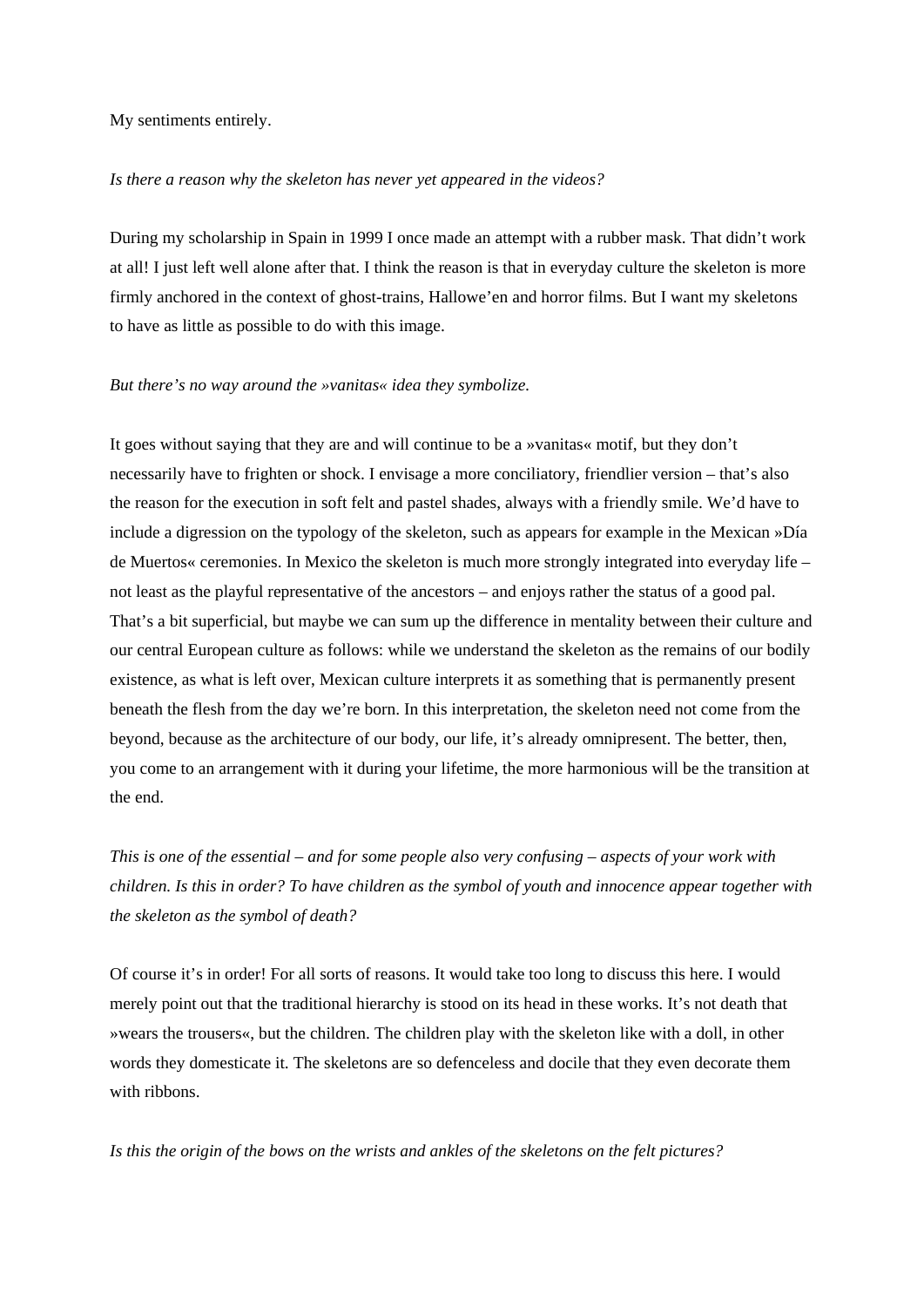My sentiments entirely.

*Is there a reason why the skeleton has never yet appeared in the videos?*

During my scholarship in Spain in 1999 I once made an attempt with a rubber mask. That didn't work at all! I just left well alone after that. I think the reason is that in everyday culture the skeleton is more firmly anchored in the context of ghost-trains, Hallowe'en and horror films. But I want my skeletons to have as little as possible to do with this image.

*But there's no way around the »vanitas« idea they symbolize.*

It goes without saying that they are and will continue to be a »vanitas« motif, but they don't necessarily have to frighten or shock. I envisage a more conciliatory, friendlier version – that's also the reason for the execution in soft felt and pastel shades, always with a friendly smile. We'd have to include a digression on the typology of the skeleton, such as appears for example in the Mexican »Día de Muertos« ceremonies. In Mexico the skeleton is much more strongly integrated into everyday life – not least as the playful representative of the ancestors – and enjoys rather the status of a good pal. That's a bit superficial, but maybe we can sum up the difference in mentality between their culture and our central European culture as follows: while we understand the skeleton as the remains of our bodily existence, as what is left over, Mexican culture interprets it as something that is permanently present beneath the flesh from the day we're born. In this interpretation, the skeleton need not come from the beyond, because as the architecture of our body, our life, it's already omnipresent. The better, then, you come to an arrangement with it during your lifetime, the more harmonious will be the transition at the end.

*This is one of the essential – and for some people also very confusing – aspects of your work with children. Is this in order? To have children as the symbol of youth and innocence appear together with the skeleton as the symbol of death?*

Of course it's in order! For all sorts of reasons. It would take too long to discuss this here. I would merely point out that the traditional hierarchy is stood on its head in these works. It's not death that »wears the trousers«, but the children. The children play with the skeleton like with a doll, in other words they domesticate it. The skeletons are so defenceless and docile that they even decorate them with ribbons.

*Is this the origin of the bows on the wrists and ankles of the skeletons on the felt pictures?*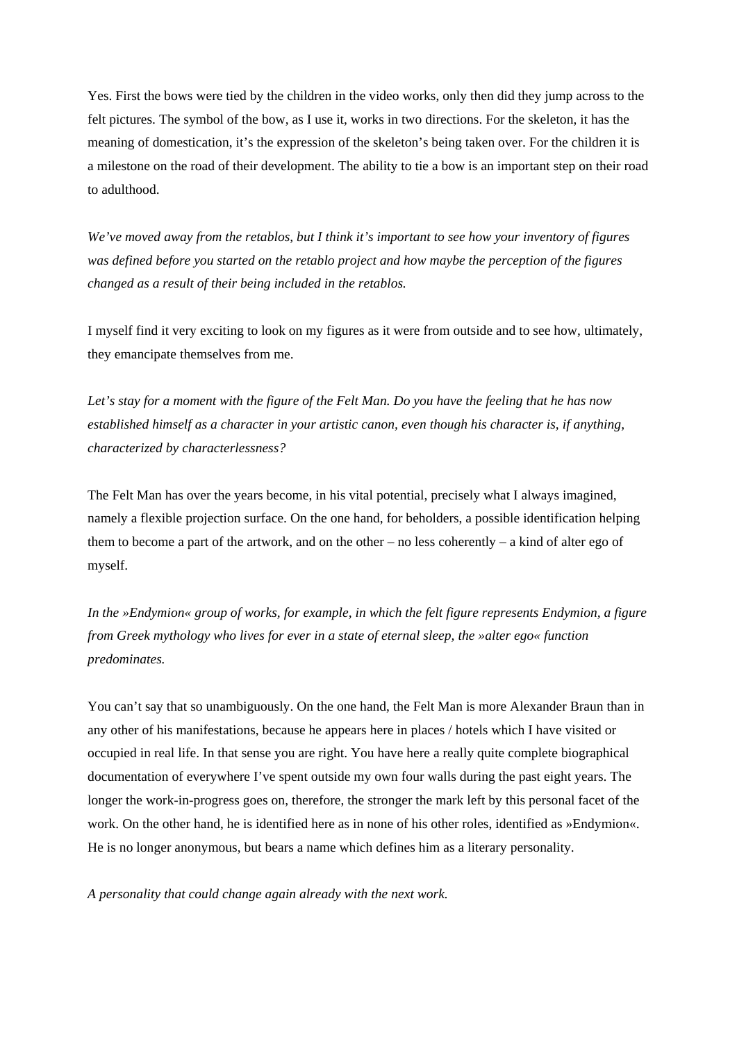Yes. First the bows were tied by the children in the video works, only then did they jump across to the felt pictures. The symbol of the bow, as I use it, works in two directions. For the skeleton, it has the meaning of domestication, it's the expression of the skeleton's being taken over. For the children it is a milestone on the road of their development. The ability to tie a bow is an important step on their road to adulthood.

*We've moved away from the retablos, but I think it's important to see how your inventory of figures was defined before you started on the retablo project and how maybe the perception of the figures changed as a result of their being included in the retablos.*

I myself find it very exciting to look on my figures as it were from outside and to see how, ultimately, they emancipate themselves from me.

*Let's stay for a moment with the figure of the Felt Man. Do you have the feeling that he has now established himself as a character in your artistic canon, even though his character is, if anything, characterized by characterlessness?*

The Felt Man has over the years become, in his vital potential, precisely what I always imagined, namely a flexible projection surface. On the one hand, for beholders, a possible identification helping them to become a part of the artwork, and on the other – no less coherently – a kind of alter ego of myself.

*In the »Endymion« group of works, for example, in which the felt figure represents Endymion, a figure from Greek mythology who lives for ever in a state of eternal sleep, the »alter ego« function predominates.*

You can't say that so unambiguously. On the one hand, the Felt Man is more Alexander Braun than in any other of his manifestations, because he appears here in places / hotels which I have visited or occupied in real life. In that sense you are right. You have here a really quite complete biographical documentation of everywhere I've spent outside my own four walls during the past eight years. The longer the work-in-progress goes on, therefore, the stronger the mark left by this personal facet of the work. On the other hand, he is identified here as in none of his other roles, identified as »Endymion«. He is no longer anonymous, but bears a name which defines him as a literary personality.

*A personality that could change again already with the next work.*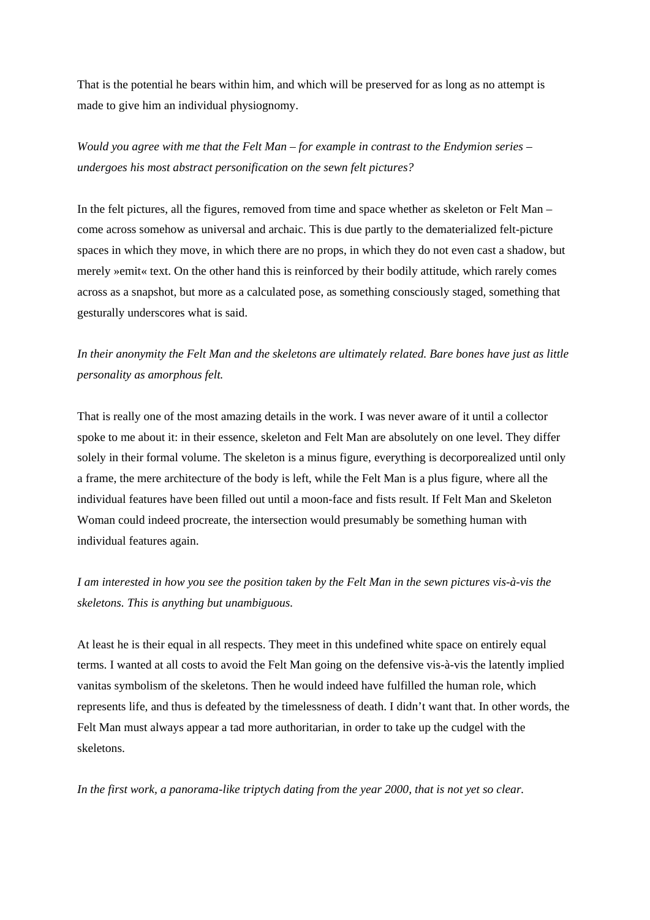That is the potential he bears within him, and which will be preserved for as long as no attempt is made to give him an individual physiognomy.

*Would you agree with me that the Felt Man – for example in contrast to the Endymion series – undergoes his most abstract personification on the sewn felt pictures?*

In the felt pictures, all the figures, removed from time and space whether as skeleton or Felt Man – come across somehow as universal and archaic. This is due partly to the dematerialized felt-picture spaces in which they move, in which there are no props, in which they do not even cast a shadow, but merely »emit« text. On the other hand this is reinforced by their bodily attitude, which rarely comes across as a snapshot, but more as a calculated pose, as something consciously staged, something that gesturally underscores what is said.

*In their anonymity the Felt Man and the skeletons are ultimately related. Bare bones have just as little personality as amorphous felt.*

That is really one of the most amazing details in the work. I was never aware of it until a collector spoke to me about it: in their essence, skeleton and Felt Man are absolutely on one level. They differ solely in their formal volume. The skeleton is a minus figure, everything is decorporealized until only a frame, the mere architecture of the body is left, while the Felt Man is a plus figure, where all the individual features have been filled out until a moon-face and fists result. If Felt Man and Skeleton Woman could indeed procreate, the intersection would presumably be something human with individual features again.

*I am interested in how you see the position taken by the Felt Man in the sewn pictures vis-à-vis the skeletons. This is anything but unambiguous.*

At least he is their equal in all respects. They meet in this undefined white space on entirely equal terms. I wanted at all costs to avoid the Felt Man going on the defensive vis-à-vis the latently implied vanitas symbolism of the skeletons. Then he would indeed have fulfilled the human role, which represents life, and thus is defeated by the timelessness of death. I didn't want that. In other words, the Felt Man must always appear a tad more authoritarian, in order to take up the cudgel with the skeletons.

*In the first work, a panorama-like triptych dating from the year 2000, that is not yet so clear.*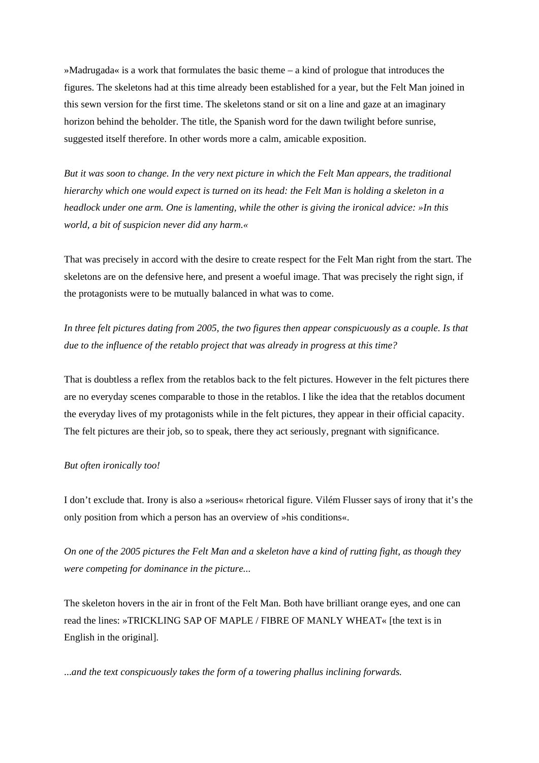»Madrugada« is a work that formulates the basic theme – a kind of prologue that introduces the figures. The skeletons had at this time already been established for a year, but the Felt Man joined in this sewn version for the first time. The skeletons stand or sit on a line and gaze at an imaginary horizon behind the beholder. The title, the Spanish word for the dawn twilight before sunrise, suggested itself therefore. In other words more a calm, amicable exposition.

*But it was soon to change. In the very next picture in which the Felt Man appears, the traditional hierarchy which one would expect is turned on its head: the Felt Man is holding a skeleton in a headlock under one arm. One is lamenting, while the other is giving the ironical advice: »In this world, a bit of suspicion never did any harm.«*

That was precisely in accord with the desire to create respect for the Felt Man right from the start. The skeletons are on the defensive here, and present a woeful image. That was precisely the right sign, if the protagonists were to be mutually balanced in what was to come.

*In three felt pictures dating from 2005, the two figures then appear conspicuously as a couple. Is that due to the influence of the retablo project that was already in progress at this time?*

That is doubtless a reflex from the retablos back to the felt pictures. However in the felt pictures there are no everyday scenes comparable to those in the retablos. I like the idea that the retablos document the everyday lives of my protagonists while in the felt pictures, they appear in their official capacity. The felt pictures are their job, so to speak, there they act seriously, pregnant with significance.

*But often ironically too!*

I don't exclude that. Irony is also a »serious« rhetorical figure. Vilém Flusser says of irony that it's the only position from which a person has an overview of »his conditions«.

*On one of the 2005 pictures the Felt Man and a skeleton have a kind of rutting fight, as though they were competing for dominance in the picture...*

The skeleton hovers in the air in front of the Felt Man. Both have brilliant orange eyes, and one can read the lines: »TRICKLING SAP OF MAPLE / FIBRE OF MANLY WHEAT« [the text is in English in the original].

*...and the text conspicuously takes the form of a towering phallus inclining forwards.*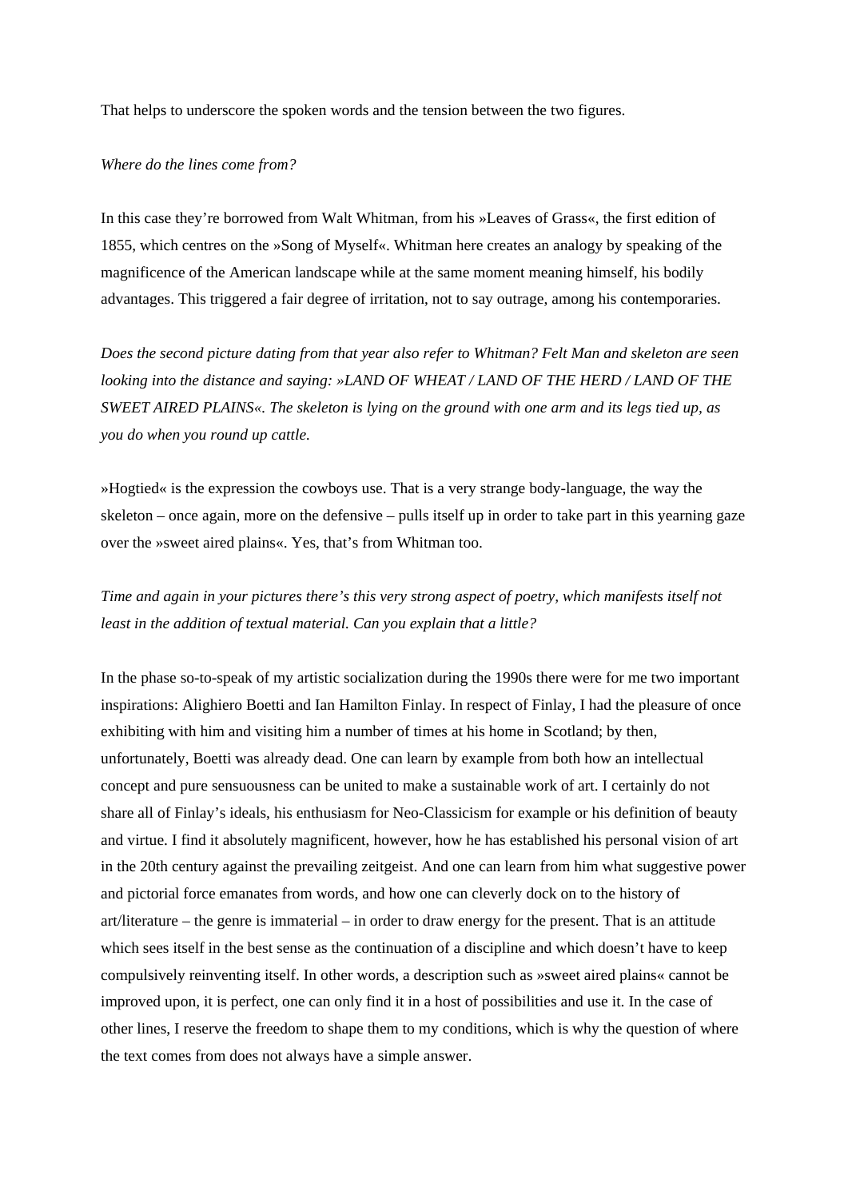That helps to underscore the spoken words and the tension between the two figures.

*Where do the lines come from?*

In this case they're borrowed from Walt Whitman, from his »Leaves of Grass«, the first edition of 1855, which centres on the »Song of Myself«. Whitman here creates an analogy by speaking of the magnificence of the American landscape while at the same moment meaning himself, his bodily advantages. This triggered a fair degree of irritation, not to say outrage, among his contemporaries.

*Does the second picture dating from that year also refer to Whitman? Felt Man and skeleton are seen looking into the distance and saying: »LAND OF WHEAT / LAND OF THE HERD / LAND OF THE SWEET AIRED PLAINS«. The skeleton is lying on the ground with one arm and its legs tied up, as you do when you round up cattle.*

»Hogtied« is the expression the cowboys use. That is a very strange body-language, the way the skeleton – once again, more on the defensive – pulls itself up in order to take part in this yearning gaze over the »sweet aired plains«. Yes, that's from Whitman too.

*Time and again in your pictures there's this very strong aspect of poetry, which manifests itself not least in the addition of textual material. Can you explain that a little?*

In the phase so-to-speak of my artistic socialization during the 1990s there were for me two important inspirations: Alighiero Boetti and Ian Hamilton Finlay. In respect of Finlay, I had the pleasure of once exhibiting with him and visiting him a number of times at his home in Scotland; by then, unfortunately, Boetti was already dead. One can learn by example from both how an intellectual concept and pure sensuousness can be united to make a sustainable work of art. I certainly do not share all of Finlay's ideals, his enthusiasm for Neo-Classicism for example or his definition of beauty and virtue. I find it absolutely magnificent, however, how he has established his personal vision of art in the 20th century against the prevailing zeitgeist. And one can learn from him what suggestive power and pictorial force emanates from words, and how one can cleverly dock on to the history of art/literature – the genre is immaterial – in order to draw energy for the present. That is an attitude which sees itself in the best sense as the continuation of a discipline and which doesn't have to keep compulsively reinventing itself. In other words, a description such as »sweet aired plains« cannot be improved upon, it is perfect, one can only find it in a host of possibilities and use it. In the case of other lines, I reserve the freedom to shape them to my conditions, which is why the question of where the text comes from does not always have a simple answer.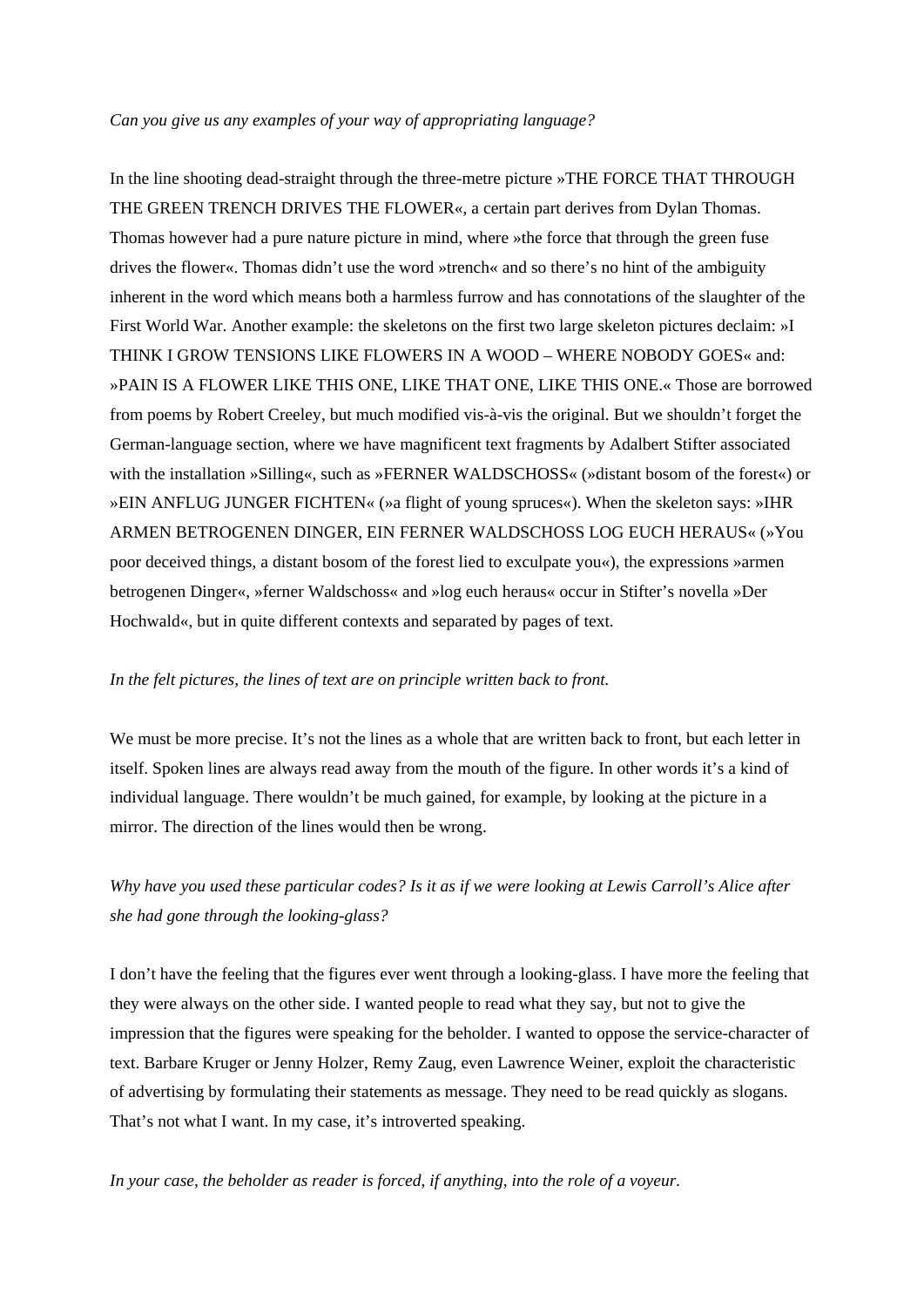*Can you give us any examples of your way of appropriating language?*

In the line shooting dead-straight through the three-metre picture »THE FORCE THAT THROUGH THE GREEN TRENCH DRIVES THE FLOWER«, a certain part derives from Dylan Thomas. Thomas however had a pure nature picture in mind, where »the force that through the green fuse drives the flower«. Thomas didn't use the word »trench« and so there's no hint of the ambiguity inherent in the word which means both a harmless furrow and has connotations of the slaughter of the First World War. Another example: the skeletons on the first two large skeleton pictures declaim: »I THINK I GROW TENSIONS LIKE FLOWERS IN A WOOD – WHERE NOBODY GOES« and: »PAIN IS A FLOWER LIKE THIS ONE, LIKE THAT ONE, LIKE THIS ONE.« Those are borrowed from poems by Robert Creeley, but much modified vis-à-vis the original. But we shouldn't forget the German-language section, where we have magnificent text fragments by Adalbert Stifter associated with the installation »Silling«, such as »FERNER WALDSCHOSS« (»distant bosom of the forest«) or »EIN ANFLUG JUNGER FICHTEN« (»a flight of young spruces«). When the skeleton says: »IHR ARMEN BETROGENEN DINGER, EIN FERNER WALDSCHOSS LOG EUCH HERAUS« (»You poor deceived things, a distant bosom of the forest lied to exculpate you«), the expressions »armen betrogenen Dinger«, »ferner Waldschoss« and »log euch heraus« occur in Stifter's novella »Der Hochwald«, but in quite different contexts and separated by pages of text.

*In the felt pictures, the lines of text are on principle written back to front.*

We must be more precise. It's not the lines as a whole that are written back to front, but each letter in itself. Spoken lines are always read away from the mouth of the figure. In other words it's a kind of individual language. There wouldn't be much gained, for example, by looking at the picture in a mirror. The direction of the lines would then be wrong.

*Why have you used these particular codes? Is it as if we were looking at Lewis Carroll's Alice after she had gone through the looking-glass?*

I don't have the feeling that the figures ever went through a looking-glass. I have more the feeling that they were always on the other side. I wanted people to read what they say, but not to give the impression that the figures were speaking for the beholder. I wanted to oppose the service-character of text. Barbare Kruger or Jenny Holzer, Remy Zaug, even Lawrence Weiner, exploit the characteristic of advertising by formulating their statements as message. They need to be read quickly as slogans. That's not what I want. In my case, it's introverted speaking.

*In your case, the beholder as reader is forced, if anything, into the role of a voyeur.*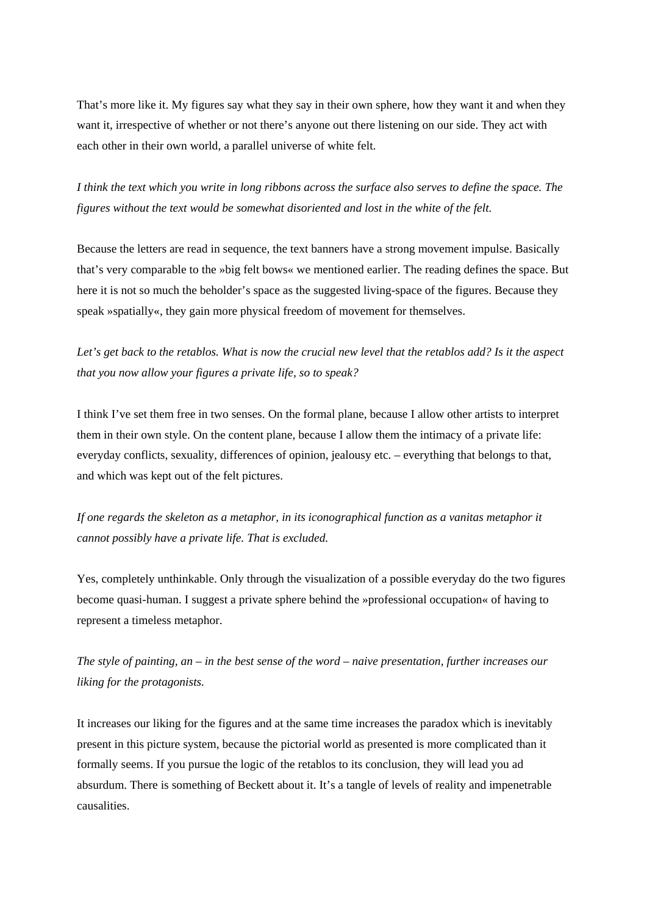That's more like it. My figures say what they say in their own sphere, how they want it and when they want it, irrespective of whether or not there's anyone out there listening on our side. They act with each other in their own world, a parallel universe of white felt.

*I think the text which you write in long ribbons across the surface also serves to define the space. The figures without the text would be somewhat disoriented and lost in the white of the felt.*

Because the letters are read in sequence, the text banners have a strong movement impulse. Basically that's very comparable to the »big felt bows« we mentioned earlier. The reading defines the space. But here it is not so much the beholder's space as the suggested living-space of the figures. Because they speak »spatially«, they gain more physical freedom of movement for themselves.

*Let's get back to the retablos. What is now the crucial new level that the retablos add? Is it the aspect that you now allow your figures a private life, so to speak?*

I think I've set them free in two senses. On the formal plane, because I allow other artists to interpret them in their own style. On the content plane, because I allow them the intimacy of a private life: everyday conflicts, sexuality, differences of opinion, jealousy etc. – everything that belongs to that, and which was kept out of the felt pictures.

*If one regards the skeleton as a metaphor, in its iconographical function as a vanitas metaphor it cannot possibly have a private life. That is excluded.*

Yes, completely unthinkable. Only through the visualization of a possible everyday do the two figures become quasi-human. I suggest a private sphere behind the »professional occupation« of having to represent a timeless metaphor.

*The style of painting, an – in the best sense of the word – naive presentation, further increases our liking for the protagonists.*

It increases our liking for the figures and at the same time increases the paradox which is inevitably present in this picture system, because the pictorial world as presented is more complicated than it formally seems. If you pursue the logic of the retablos to its conclusion, they will lead you ad absurdum. There is something of Beckett about it. It's a tangle of levels of reality and impenetrable causalities.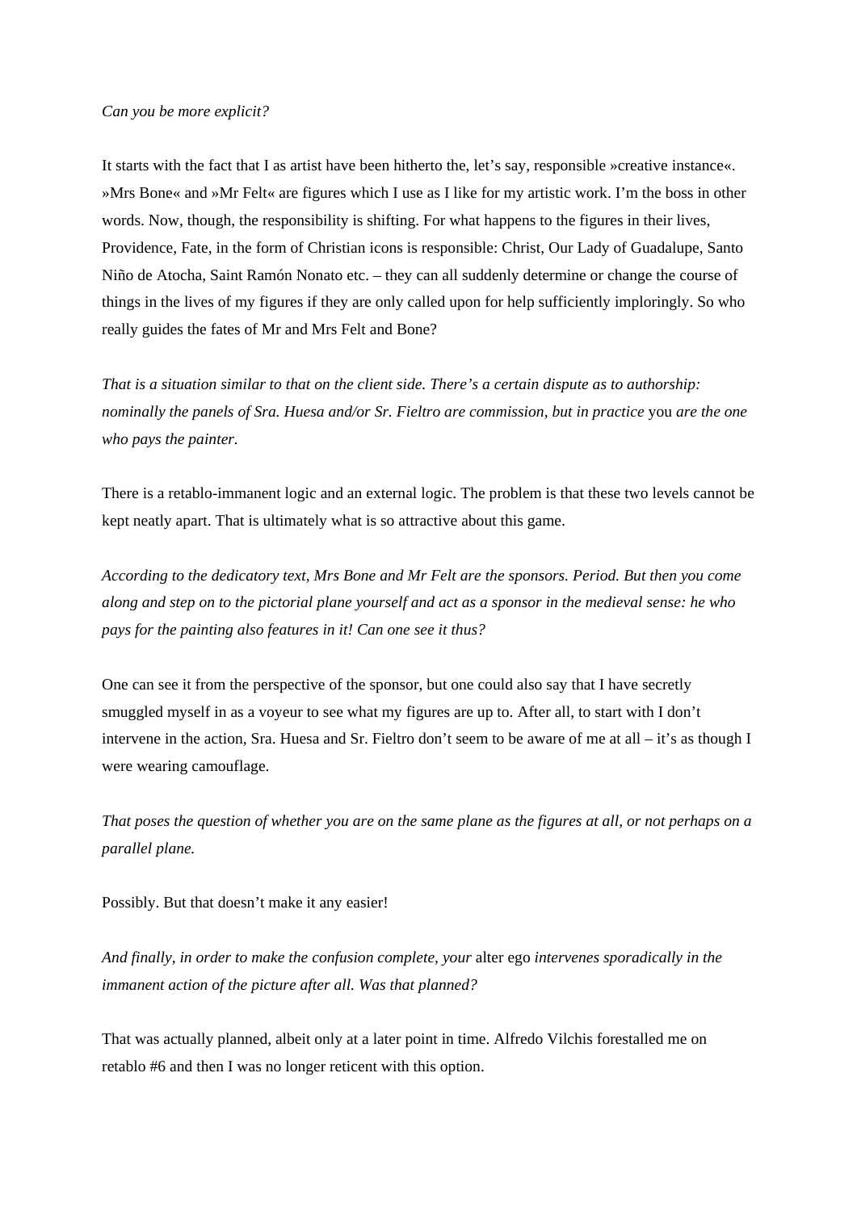*Can you be more explicit?*

It starts with the fact that I as artist have been hitherto the, let's say, responsible »creative instance«. »Mrs Bone« and »Mr Felt« are figures which I use as I like for my artistic work. I'm the boss in other words. Now, though, the responsibility is shifting. For what happens to the figures in their lives, Providence, Fate, in the form of Christian icons is responsible: Christ, Our Lady of Guadalupe, Santo Niño de Atocha, Saint Ramón Nonato etc. – they can all suddenly determine or change the course of things in the lives of my figures if they are only called upon for help sufficiently imploringly. So who really guides the fates of Mr and Mrs Felt and Bone?

*That is a situation similar to that on the client side. There's a certain dispute as to authorship: nominally the panels of Sra. Huesa and/or Sr. Fieltro are commission, but in practice* you *are the one who pays the painter.*

There is a retablo-immanent logic and an external logic. The problem is that these two levels cannot be kept neatly apart. That is ultimately what is so attractive about this game.

*According to the dedicatory text, Mrs Bone and Mr Felt are the sponsors. Period. But then you come along and step on to the pictorial plane yourself and act as a sponsor in the medieval sense: he who pays for the painting also features in it! Can one see it thus?*

One can see it from the perspective of the sponsor, but one could also say that I have secretly smuggled myself in as a voyeur to see what my figures are up to. After all, to start with I don't intervene in the action, Sra. Huesa and Sr. Fieltro don't seem to be aware of me at all – it's as though I were wearing camouflage.

*That poses the question of whether you are on the same plane as the figures at all, or not perhaps on a parallel plane.*

Possibly. But that doesn't make it any easier!

*And finally, in order to make the confusion complete, your* alter ego *intervenes sporadically in the immanent action of the picture after all. Was that planned?*

That was actually planned, albeit only at a later point in time. Alfredo Vilchis forestalled me on retablo #6 and then I was no longer reticent with this option.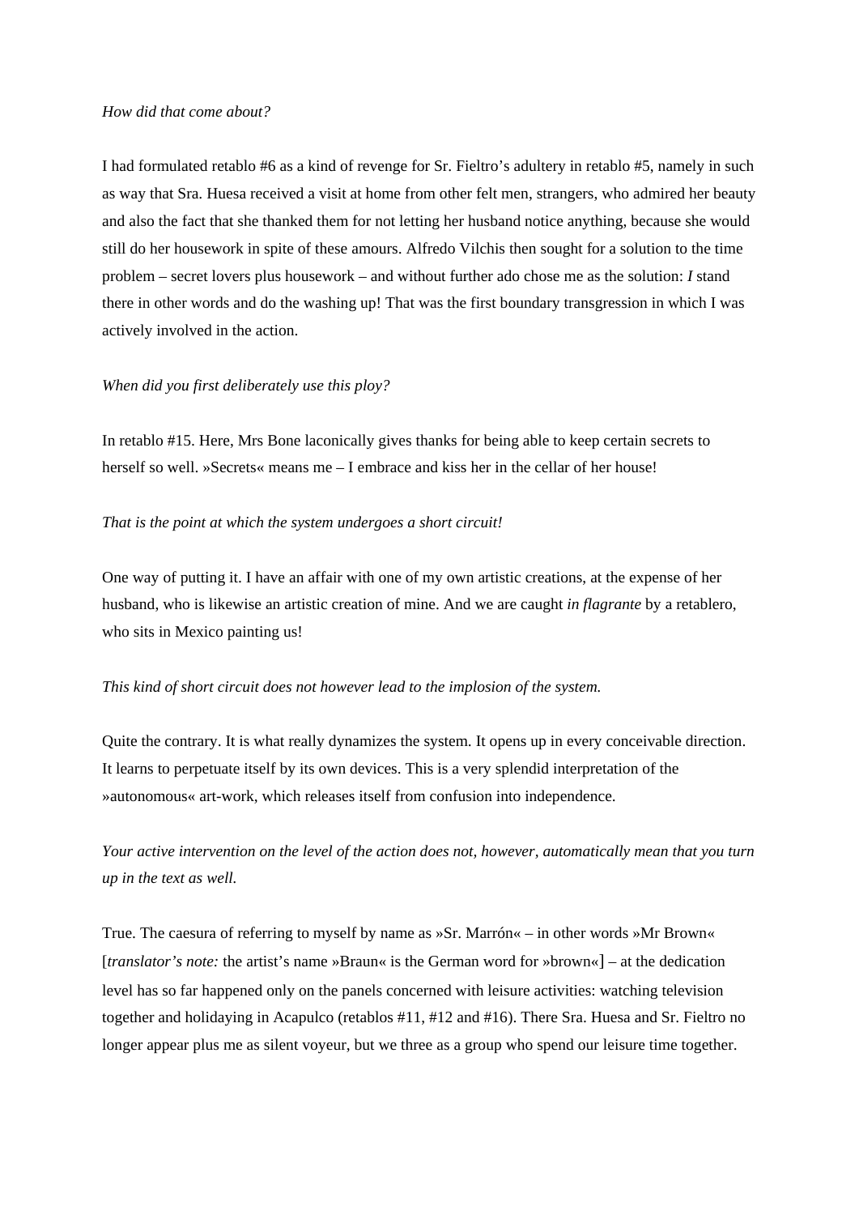*How did that come about?*

I had formulated retablo #6 as a kind of revenge for Sr. Fieltro's adultery in retablo #5, namely in such as way that Sra. Huesa received a visit at home from other felt men, strangers, who admired her beauty and also the fact that she thanked them for not letting her husband notice anything, because she would still do her housework in spite of these amours. Alfredo Vilchis then sought for a solution to the time problem – secret lovers plus housework – and without further ado chose me as the solution: *I* stand there in other words and do the washing up! That was the first boundary transgression in which I was actively involved in the action.

*When did you first deliberately use this ploy?*

In retablo #15. Here, Mrs Bone laconically gives thanks for being able to keep certain secrets to herself so well. »Secrets« means me – I embrace and kiss her in the cellar of her house!

*That is the point at which the system undergoes a short circuit!*

One way of putting it. I have an affair with one of my own artistic creations, at the expense of her husband, who is likewise an artistic creation of mine. And we are caught *in flagrante* by a retablero, who sits in Mexico painting us!

*This kind of short circuit does not however lead to the implosion of the system.*

Quite the contrary. It is what really dynamizes the system. It opens up in every conceivable direction. It learns to perpetuate itself by its own devices. This is a very splendid interpretation of the »autonomous« art-work, which releases itself from confusion into independence.

*Your active intervention on the level of the action does not, however, automatically mean that you turn up in the text as well.*

True. The caesura of referring to myself by name as »Sr. Marrón« – in other words »Mr Brown« [*translator's note:* the artist's name »Braun« is the German word for »brown«] – at the dedication level has so far happened only on the panels concerned with leisure activities: watching television together and holidaying in Acapulco (retablos #11, #12 and #16). There Sra. Huesa and Sr. Fieltro no longer appear plus me as silent voyeur, but we three as a group who spend our leisure time together.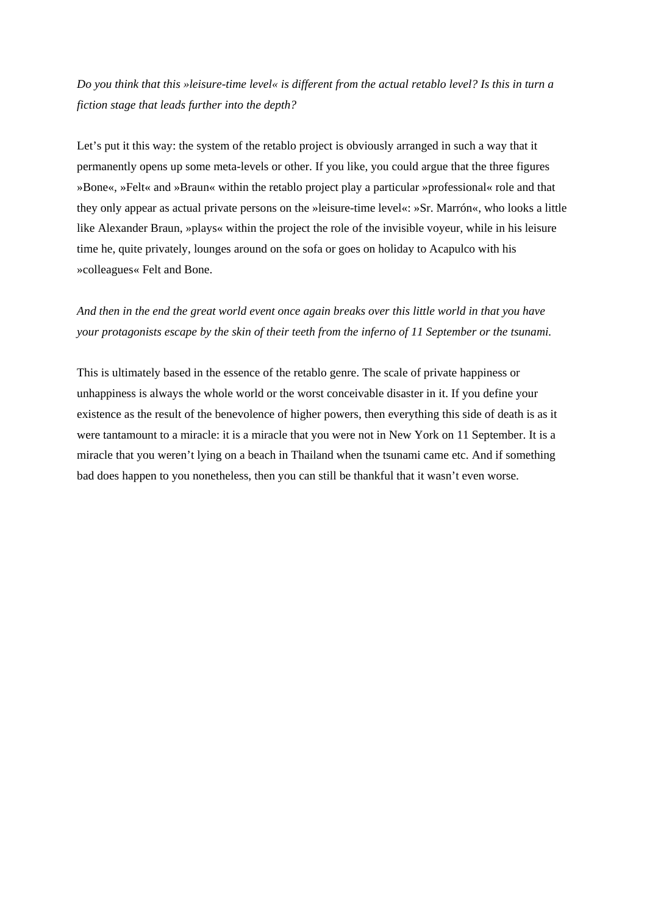*Do you think that this »leisure-time level« is different from the actual retablo level? Is this in turn a fiction stage that leads further into the depth?*

Let's put it this way: the system of the retablo project is obviously arranged in such a way that it permanently opens up some meta-levels or other. If you like, you could argue that the three figures »Bone«, »Felt« and »Braun« within the retablo project play a particular »professional« role and that they only appear as actual private persons on the »leisure-time level«: »Sr. Marrón«, who looks a little like Alexander Braun, »plays« within the project the role of the invisible voyeur, while in his leisure time he, quite privately, lounges around on the sofa or goes on holiday to Acapulco with his »colleagues« Felt and Bone.

*And then in the end the great world event once again breaks over this little world in that you have your protagonists escape by the skin of their teeth from the inferno of 11 September or the tsunami.*

This is ultimately based in the essence of the retablo genre. The scale of private happiness or unhappiness is always the whole world or the worst conceivable disaster in it. If you define your existence as the result of the benevolence of higher powers, then everything this side of death is as it were tantamount to a miracle: it is a miracle that you were not in New York on 11 September. It is a miracle that you weren't lying on a beach in Thailand when the tsunami came etc. And if something bad does happen to you nonetheless, then you can still be thankful that it wasn't even worse.